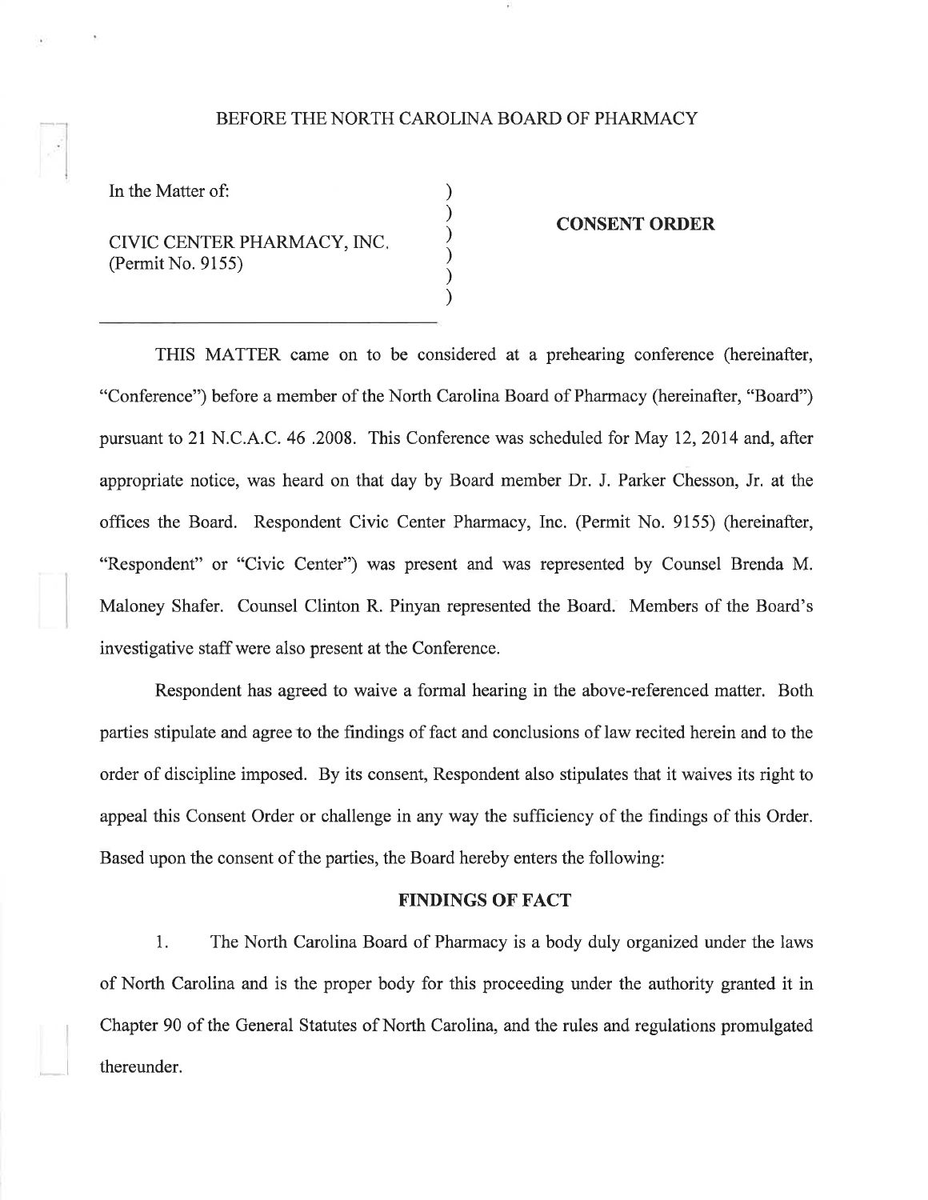BEFORE THE NORTH CAROLINA BOARD OF PHARMACY

In the Matter of:

CIVIC CENTER PHARMACY, INC.
(Permit No. 9155)

**CONSENT ORDER**

THIS MATTER came on to be considered at a prehearing conference (hereinafter, "Conference") before a member of the North Carolina Board of Pharmacy (hereinafter, "Board") pursuant to 21 N.C.A.C. 46 .2008. This Conference was scheduled for May 12, 2014 and, after appropriate notice, was heard on that day by Board member Dr. J. Parker Chesson, Jr. at the offices the Board. Respondent Civic Center Pharmacy, Inc. (Permit No. 9155) (hereinafter, "Respondent" or "Civic Center") was present and was represented by Counsel Brenda M. Maloney Shafer. Counsel Clinton R. Pinyan represented the Board. Members of the Board's investigative staff were also present at the Conference.

Respondent has agreed to waive a formal hearing in the above-referenced matter. Both parties stipulate and agree to the findings of fact and conclusions of law recited herein and to the order of discipline imposed. By its consent, Respondent also stipulates that it waives its right to appeal this Consent Order or challenge in any way the sufficiency of the findings of this Order. Based upon the consent of the parties, the Board hereby enters the following:

**FINDINGS OF FACT**

1. The North Carolina Board of Pharmacy is a body duly organized under the laws of North Carolina and is the proper body for this proceeding under the authority granted it in Chapter 90 of the General Statutes of North Carolina, and the rules and regulations promulgated thereunder.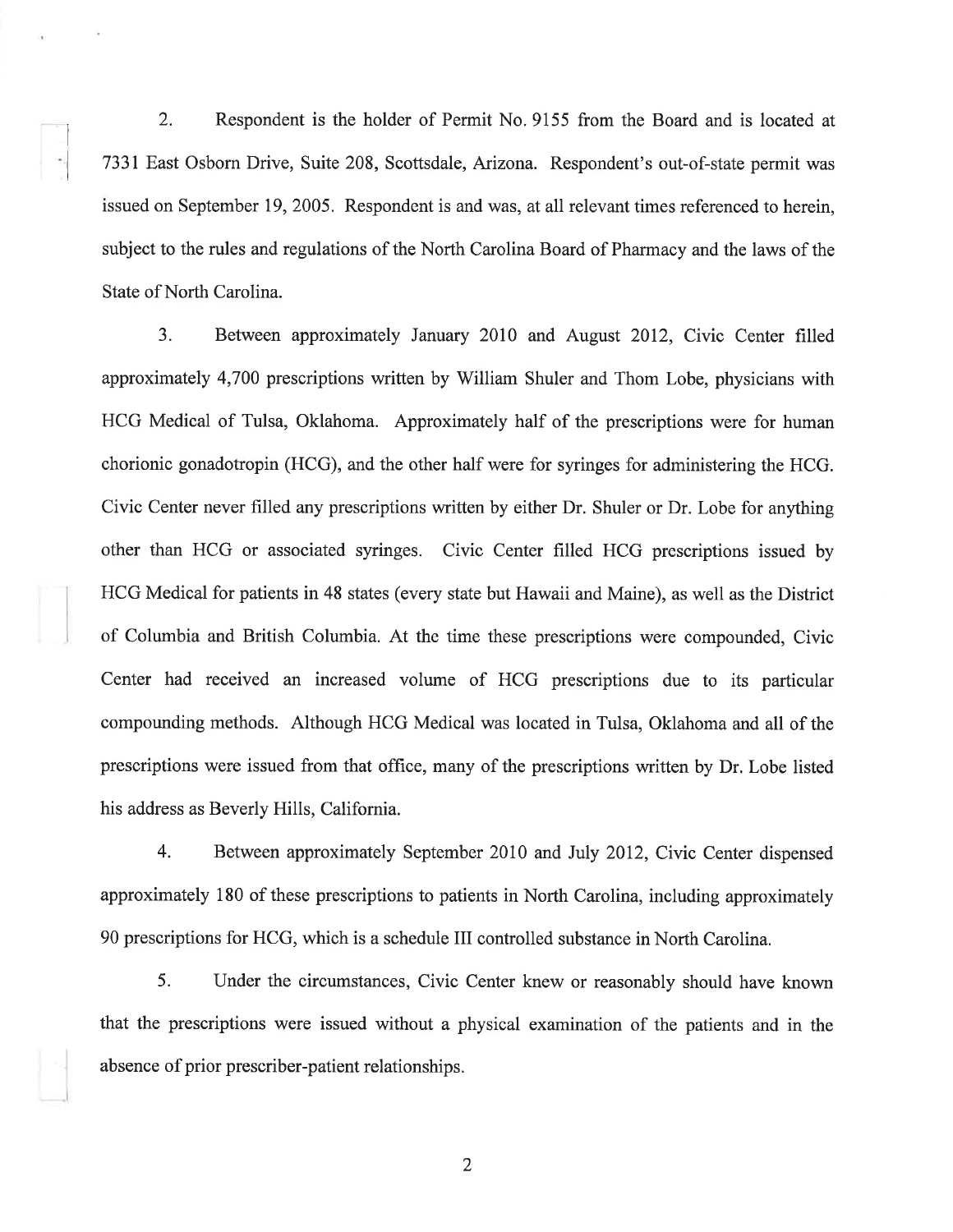2. Respondent is the holder of Permit No. 9155 from the Board and is located at 7331 East Osborn Drive, Suite 208, Scottsdale, Arizona. Respondent's out-of-state permit was issued on September 19, 2005. Respondent is and was, at all relevant times referenced to herein, subject to the rules and regulations of the North Carolina Board of Pharmacy and the laws of the State of North Carolina.

3. Between approximately January 2010 and August 2012, Civic Center filled approximately 4,700 prescriptions written by William Shuler and Thom Lobe, physicians with HCG Medical of Tulsa, Oklahoma. Approximately half of the prescriptions were for human chorionic gonadotropin (HCG), and the other half were for syringes for administering the HCG. Civic Center never filled any prescriptions written by either Dr. Shuler or Dr. Lobe for anything other than HCG or associated syringes. Civic Center filled HCG prescriptions issued by HCG Medical for patients in 48 states (every state but Hawaii and Maine), as well as the District of Columbia and British Columbia. At the time these prescriptions were compounded, Civic Center had received an increased volume of HCG prescriptions due to its particular compounding methods. Although HCG Medical was located in Tulsa, Oklahoma and all of the prescriptions were issued from that office, many of the prescriptions written by Dr. Lobe listed his address as Beverly Hills, California.

4. Between approximately September 2010 and July 2012, Civic Center dispensed approximately 180 of these prescriptions to patients in North Carolina, including approximately 90 prescriptions for HCG, which is a schedule III controlled substance in North Carolina.

5. Under the circumstances, Civic Center knew or reasonably should have known that the prescriptions were issued without a physical examination of the patients and in the absence of prior prescriber-patient relationships.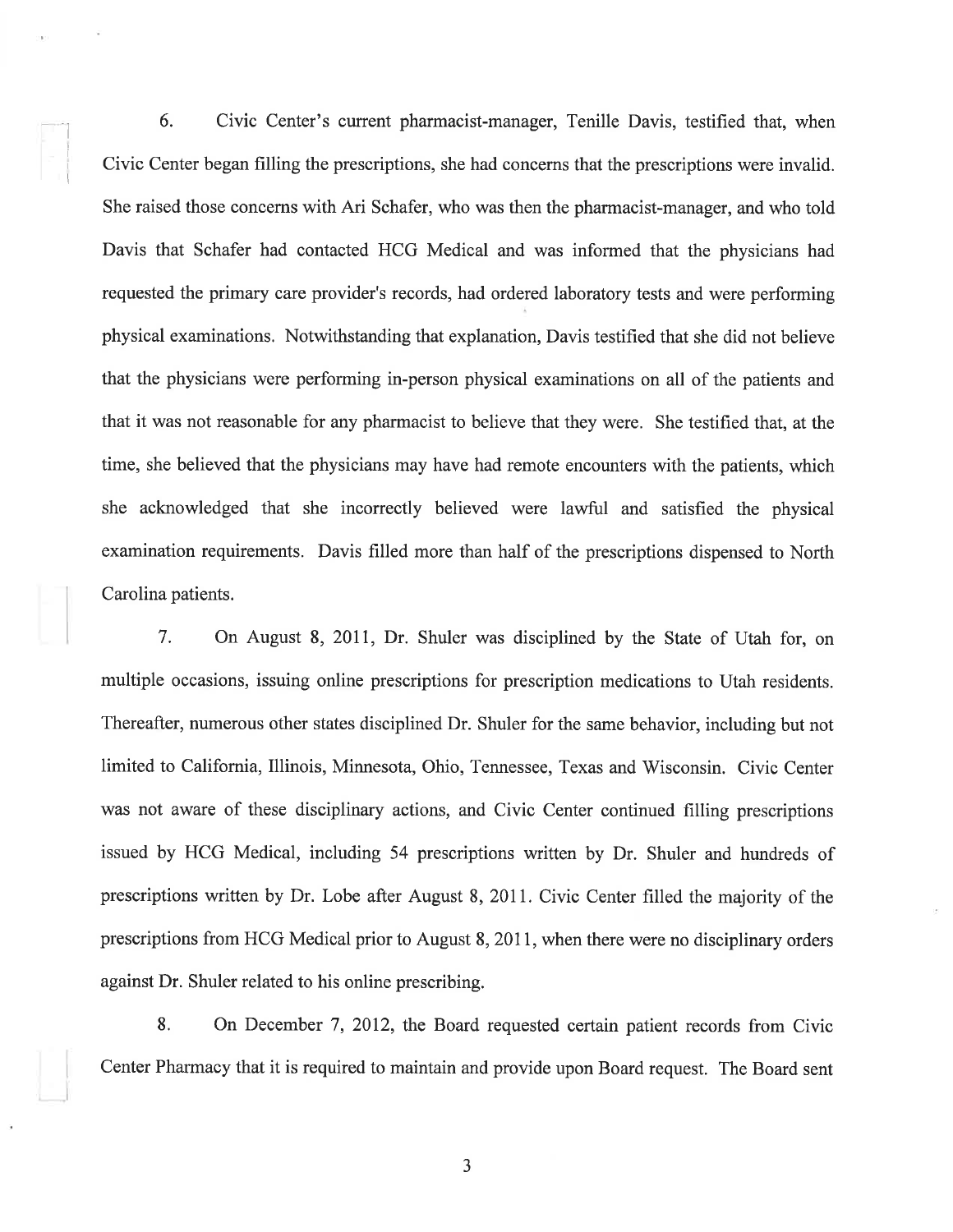6. Civic Center's current pharmacist-manager, Tenille Davis, testified that, when Civic Center began filling the prescriptions, she had concerns that the prescriptions were invalid. She raised those concerns with Ari Schafer, who was then the pharmacist-manager, and who told Davis that Schafer had contacted HCG Medical and was informed that the physicians had requested the primary care provider's records, had ordered laboratory tests and were performing physical examinations. Notwithstanding that explanation, Davis testified that she did not believe that the physicians were performing in-person physical examinations on all of the patients and that it was not reasonable for any pharmacist to believe that they were. She testified that, at the time, she believed that the physicians may have had remote encounters with the patients, which she acknowledged that she incorrectly believed were lawful and satisfied the physical examination requirements. Davis filled more than half of the prescriptions dispensed to North Carolina patients.

7. On August 8, 2011, Dr. Shuler was disciplined by the State of Utah for, on multiple occasions, issuing online prescriptions for prescription medications to Utah residents. Thereafter, numerous other states disciplined Dr. Shuler for the same behavior, including but not limited to California, Illinois, Minnesota, Ohio, Tennessee, Texas and Wisconsin. Civic Center was not aware of these disciplinary actions, and Civic Center continued filling prescriptions issued by HCG Medical, including 54 prescriptions written by Dr. Shuler and hundreds of prescriptions written by Dr. Lobe after August 8, 2011. Civic Center filled the majority of the prescriptions from HCG Medical prior to August 8, 2011, when there were no disciplinary orders against Dr. Shuler related to his online prescribing.

8. On December 7, 2012, the Board requested certain patient records from Civic Center Pharmacy that it is required to maintain and provide upon Board request. The Board sent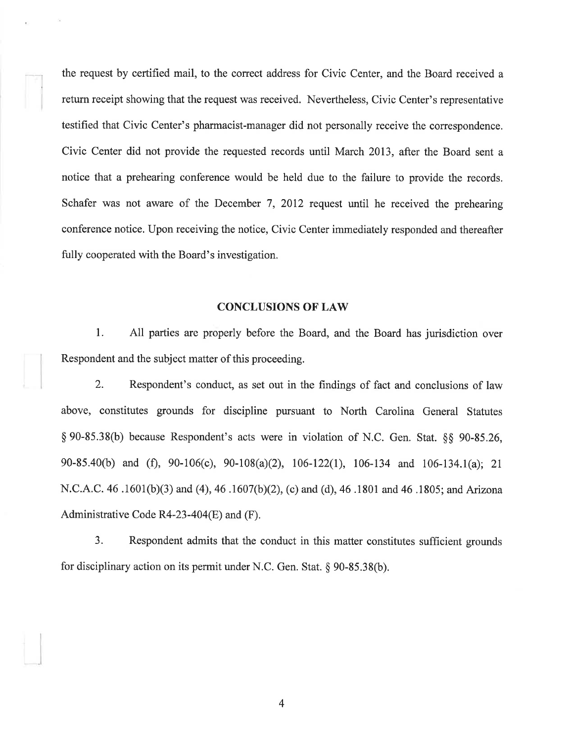the request by certified mail, to the correct address for Civic Center, and the Board received a return receipt showing that the request was received. Nevertheless, Civic Center's representative testified that Civic Center's pharmacist-manager did not personally receive the correspondence. Civic Center did not provide the requested records until March 2013, after the Board sent a notice that a prehearing conference would be held due to the failure to provide the records. Schafer was not aware of the December 7, 2012 request until he received the prehearing conference notice. Upon receiving the notice, Civic Center immediately responded and thereafter fully cooperated with the Board's investigation.

## CONCLUSIONS OF LAW

1. All parties are properly before the Board, and the Board has jurisdiction over Respondent and the subject matter of this proceeding.

2. Respondent's conduct, as set out in the findings of fact and conclusions of law above, constitutes grounds for discipline pursuant to North Carolina General Statutes § 90-85.38(b) because Respondent's acts were in violation of N.C. Gen. Stat. §§ 90-85.26, 90-85.40(b) and (f), 90-106(c), 90-108(a)(2), 106-122(1), 106-134 and 106-134.1(a); 21 N.C.A.C. 46 .1601(b)(3) and (4), 46 .1607(b)(2), (c) and (d), 46 .1801 and 46 .1805; and Arizona Administrative Code R4-23-404(E) and (F).

3. Respondent admits that the conduct in this matter constitutes sufficient grounds for disciplinary action on its permit under N.C. Gen. Stat. § 90-85.38(b).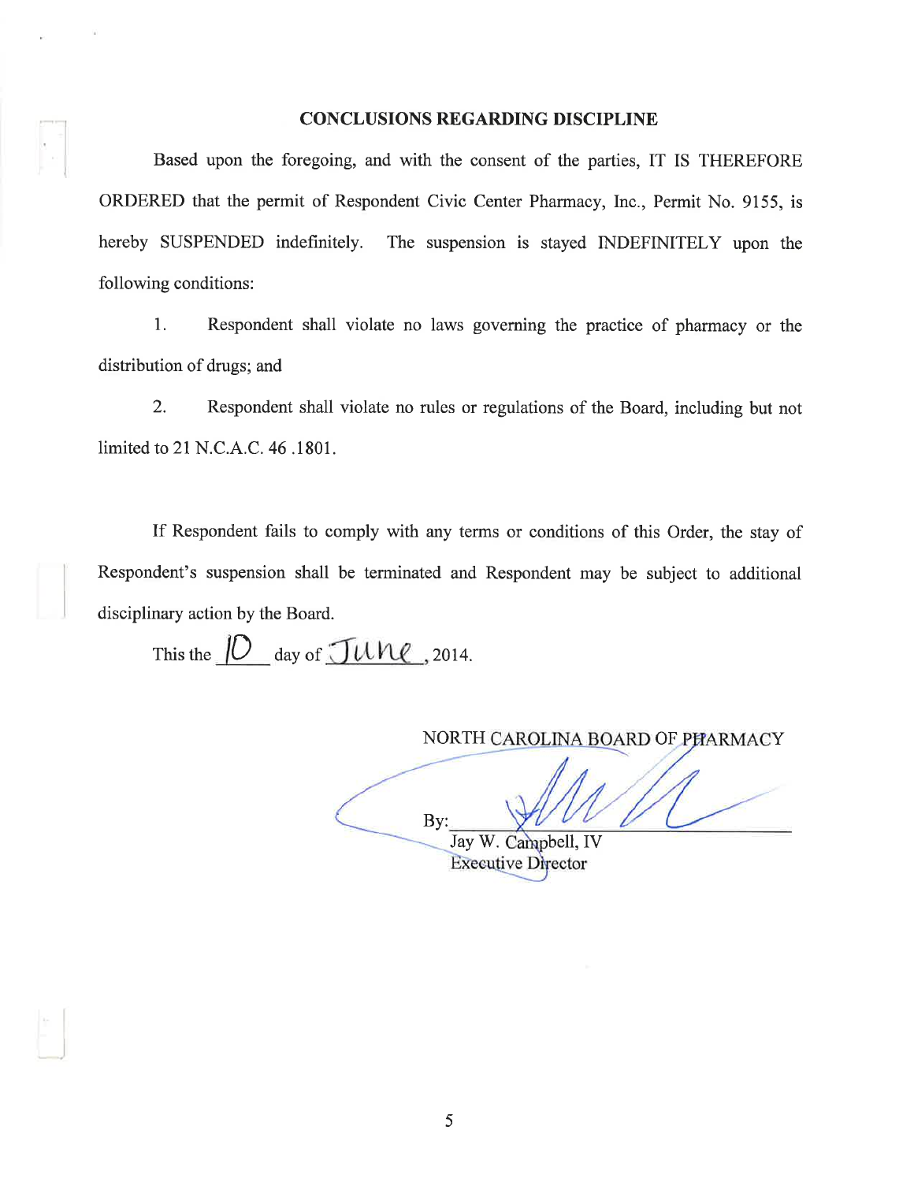## CONCLUSIONS REGARDING DISCIPLINE

Based upon the foregoing, and with the consent of the parties, IT IS THEREFORE ORDERED that the permit of Respondent Civic Center Pharmacy, Inc., Permit No. 9155, is hereby SUSPENDED indefinitely. The suspension is stayed INDEFINITELY upon the following conditions:

1. Respondent shall violate no laws governing the practice of pharmacy or the distribution of drugs; and

2. Respondent shall violate no rules or regulations of the Board, including but not limited to 21 N.C.A.C. 46 .1801.

If Respondent fails to comply with any terms or conditions of this Order, the stay of Respondent's suspension shall be terminated and Respondent may be subject to additional disciplinary action by the Board.

This the 10 day of June, 2014.

NORTH CAROLINA BOARD OF PHARMACY

By: ______________________________
Jay W. Campbell, IV
Executive Director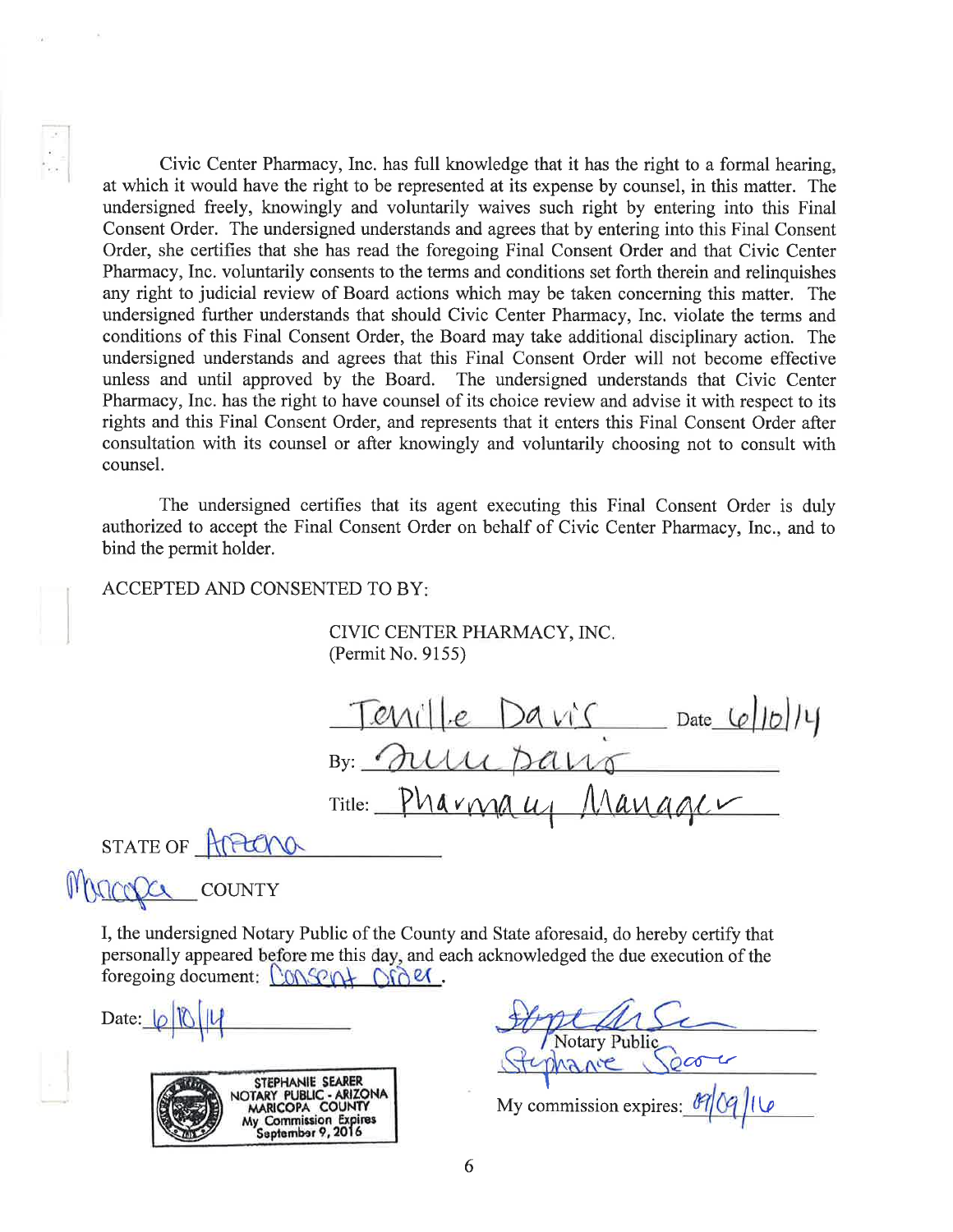Civic Center Pharmacy, Inc. has full knowledge that it has the right to a formal hearing, at which it would have the right to be represented at its expense by counsel, in this matter. The undersigned freely, knowingly and voluntarily waives such right by entering into this Final Consent Order. The undersigned understands and agrees that by entering into this Final Consent Order, she certifies that she has read the foregoing Final Consent Order and that Civic Center Pharmacy, Inc. voluntarily consents to the terms and conditions set forth therein and relinquishes any right to judicial review of Board actions which may be taken concerning this matter. The undersigned further understands that should Civic Center Pharmacy, Inc. violate the terms and conditions of this Final Consent Order, the Board may take additional disciplinary action. The undersigned understands and agrees that this Final Consent Order will not become effective unless and until approved by the Board. The undersigned understands that Civic Center Pharmacy, Inc. has the right to have counsel of its choice review and advise it with respect to its rights and this Final Consent Order, and represents that it enters this Final Consent Order after consultation with its counsel or after knowingly and voluntarily choosing not to consult with counsel.

The undersigned certifies that its agent executing this Final Consent Order is duly authorized to accept the Final Consent Order on behalf of Civic Center Pharmacy, Inc., and to bind the permit holder.

ACCEPTED AND CONSENTED TO BY:

CIVIC CENTER PHARMACY, INC.
(Permit No. 9155)

Tenille Davis Date 6/10/14

By: [signature]

Title: Pharmacy Manager

STATE OF Arizona

Maricopa COUNTY

I, the undersigned Notary Public of the County and State aforesaid, do hereby certify that personally appeared before me this day, and each acknowledged the due execution of the foregoing document: Consent Order.

Date: 6/10/14

STEPHANIE SEARER
NOTARY PUBLIC - ARIZONA
MARICOPA COUNTY
My Commission Expires
September 9, 2016

[signature]
Notary Public
Stephanie Searer

My commission expires: 09/09/16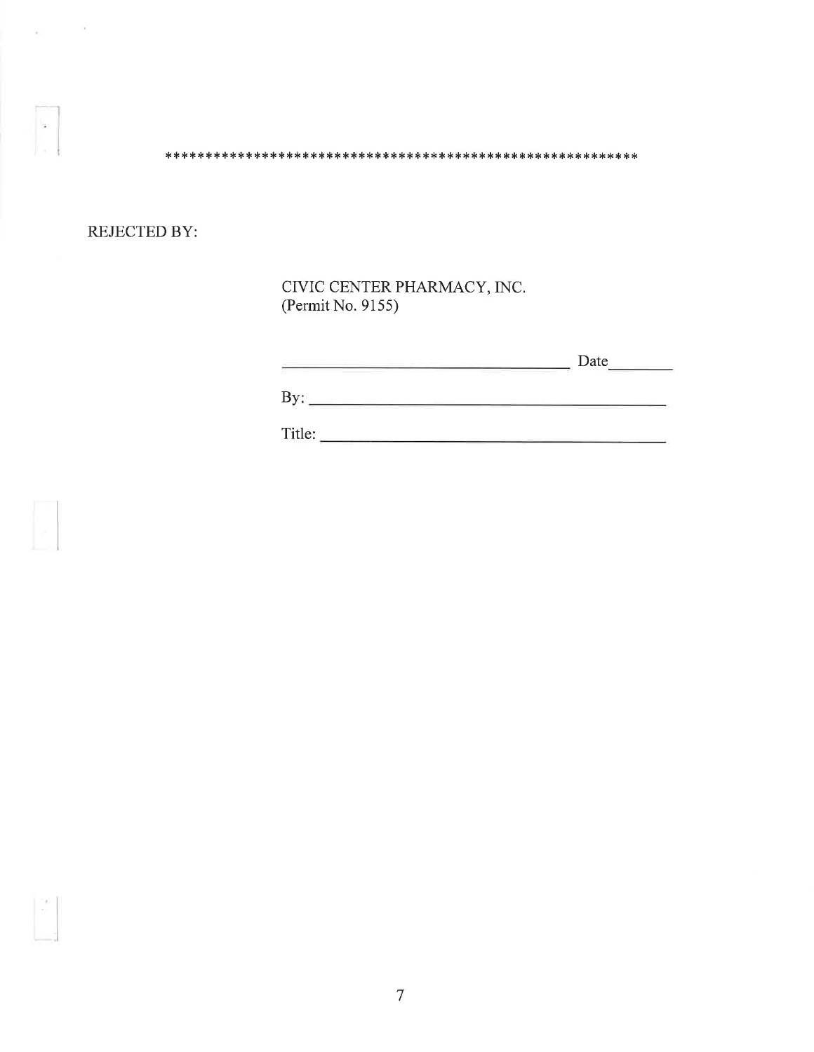************************************************************

REJECTED BY:

CIVIC CENTER PHARMACY, INC.
(Permit No. 9155)

\_\_\_\_\_\_\_\_\_\_\_\_\_\_\_\_\_\_\_\_\_\_\_\_\_\_\_\_\_\_\_\_ Date\_\_\_\_\_\_\_\_

By: \_\_\_\_\_\_\_\_\_\_\_\_\_\_\_\_\_\_\_\_\_\_\_\_\_\_\_\_\_\_\_\_\_\_\_\_\_\_\_\_

Title: \_\_\_\_\_\_\_\_\_\_\_\_\_\_\_\_\_\_\_\_\_\_\_\_\_\_\_\_\_\_\_\_\_\_\_\_\_\_